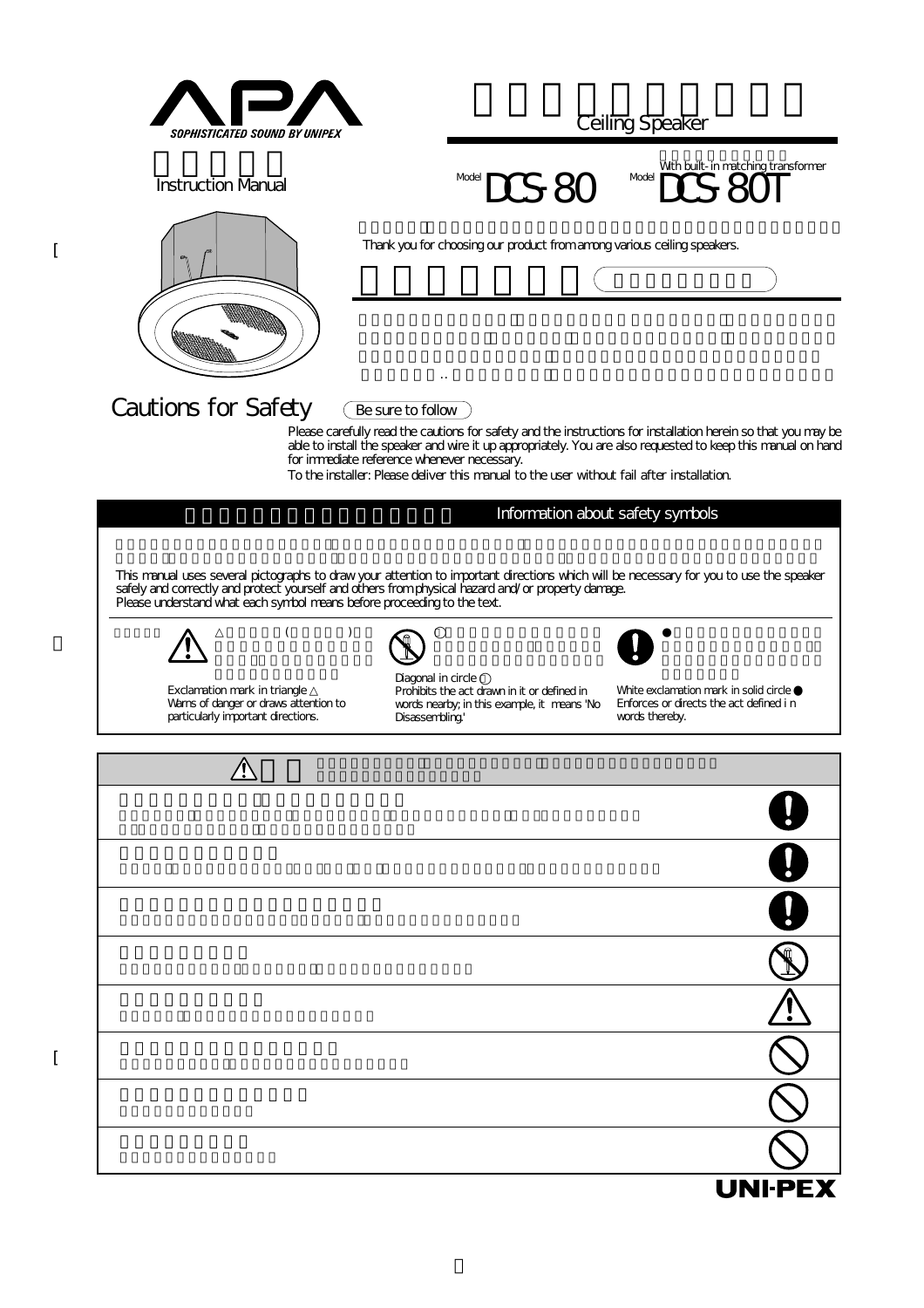# APA
SOPHISTICATED SOUND BY UNIPEX

Instruction Manual

Ceiling Speaker

With built-in matching transformer

Model DCS-80 Model DCS-80T

Thank you for choosing our product from among various ceiling speakers.

## Cautions for Safety

Be sure to follow

Please carefully read the cautions for safety and the instructions for installation herein so that you may be able to install the speaker and wire it up appropriately. You are also requested to keep this manual on hand for immediate reference whenever necessary.
To the installer: Please deliver this manual to the user without fail after installation.

### Information about safety symbols

This manual uses several pictographs to draw your attention to important directions which will be necessary for you to use the speaker safely and correctly and protect yourself and others from physical hazard and/or property damage.
Please understand what each symbol means before proceeding to the text.

- Exclamation mark in triangle △: Warns of danger or draws attention to particularly important directions.
- Diagonal in circle ⃠: Prohibits the act drawn in it or defined in words nearby; in this example, it means 'No Disassembling.'
- White exclamation mark in solid circle ●: Enforces or directs the act defined in words thereby.

UNI-PEX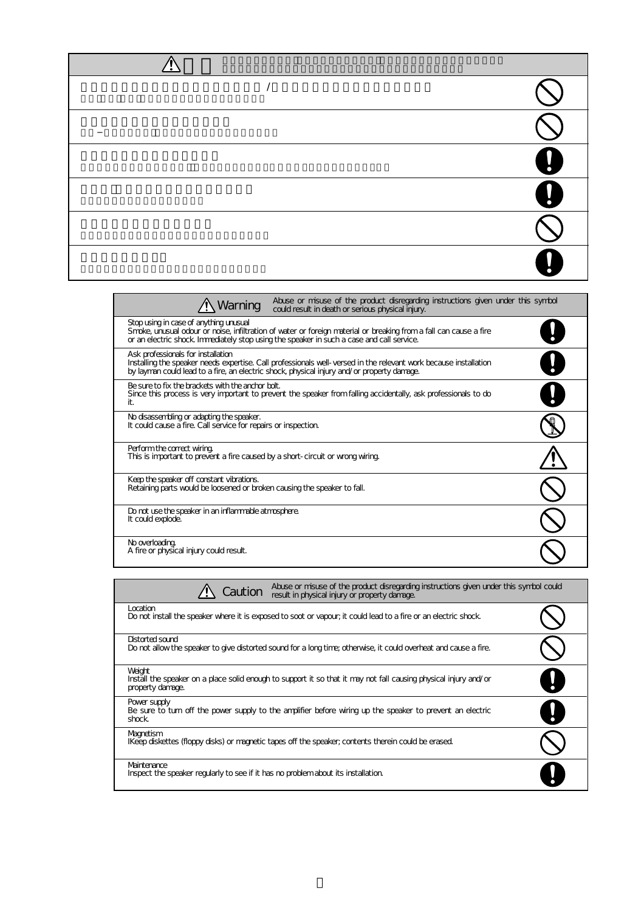| ⚠ Warning | Abuse or misuse of the product disregarding instructions given under this symbol could result in death or serious physical injury. |
| --- | --- |
| Stop using in case of anything unusual<br>Smoke, unusual odour or noise, infiltration of water or foreign material or breaking from a fall can cause a fire or an electric shock. Immediately stop using the speaker in such a case and call service. | |
| Ask professionals for installation<br>Installing the speaker needs expertise. Call professionals well-versed in the relevant work because installation by layman could lead to a fire, an electric shock, physical injury and/or property damage. | |
| Be sure to fix the brackets with the anchor bolt.<br>Since this process is very important to prevent the speaker from falling accidentally, ask professionals to do it. | |
| No disassembling or adapting the speaker.<br>It could cause a fire. Call service for repairs or inspection. | |
| Perform the correct wiring.<br>This is important to prevent a fire caused by a short-circuit or wrong wiring. | |
| Keep the speaker off constant vibrations.<br>Retaining parts would be loosened or broken causing the speaker to fall. | |
| Do not use the speaker in an inflammable atmosphere.<br>It could explode. | |
| No overloading.<br>A fire or physical injury could result. | |

| ⚠ Caution | Abuse or misuse of the product disregarding instructions given under this symbol could result in physical injury or property damage. |
| --- | --- |
| Location<br>Do not install the speaker where it is exposed to soot or vapour; it could lead to a fire or an electric shock. | |
| Distorted sound<br>Do not allow the speaker to give distorted sound for a long time; otherwise, it could overheat and cause a fire. | |
| Weight<br>Install the speaker on a place solid enough to support it so that it may not fall causing physical injury and/or property damage. | |
| Power supply<br>Be sure to turn off the power supply to the amplifier before wiring up the speaker to prevent an electric shock. | |
| Magnetism<br>IKeep diskettes (floppy disks) or magnetic tapes off the speaker; contents therein could be erased. | |
| Maintenance<br>Inspect the speaker regularly to see if it has no problem about its installation. | |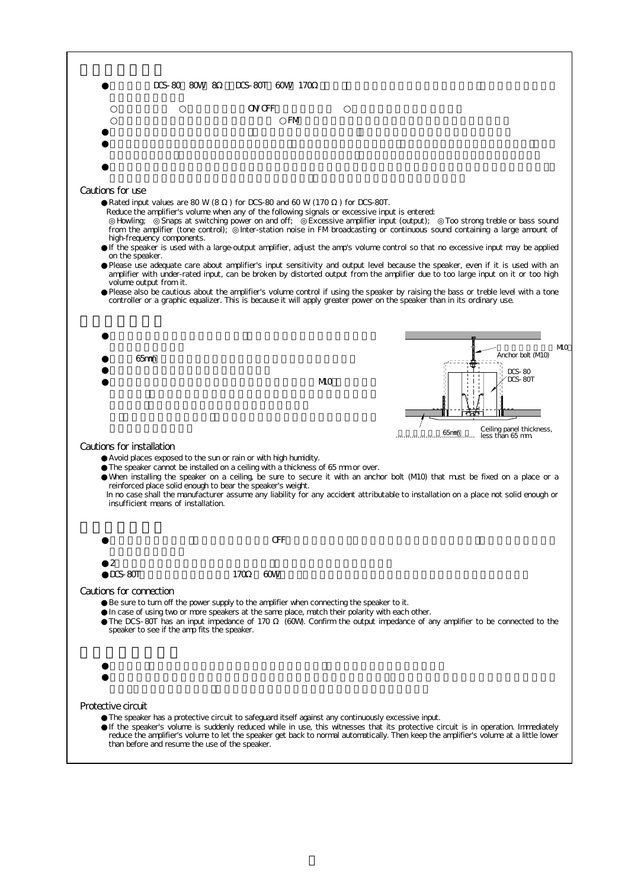●　　　　DCS-80　80W/ 8Ω　DCS-80T　60W/ 170Ω

○　　　　○　　　　ON/OFF　　　　○

○　　　　　　　　　　　　　　　　　　○FM

●

●

●

## Cautions for use

- Rated input values are 80 W (8 Ω) for DCS-80 and 60 W (170 Ω) for DCS-80T.
  Reduce the amplifier's volume when any of the following signals or excessive input is entered:
  ◎ Howling; ◎ Snaps at switching power on and off; ◎ Excessive amplifier input (output); ◎ Too strong treble or bass sound from the amplifier (tone control); ◎ Inter-station noise in FM broadcasting or continuous sound containing a large amount of high-frequency components.
- If the speaker is used with a large-output amplifier, adjust the amp's volume control so that no excessive input may be applied on the speaker.
- Please use adequate care about amplifier's input sensitivity and output level because the speaker, even if it is used with an amplifier with under-rated input, can be broken by distorted output from the amplifier due to too large input on it or too high volume output from it.
- Please also be cautious about the amplifier's volume control if using the speaker by raising the bass or treble level with a tone controller or a graphic equalizer. This is because it will apply greater power on the speaker than in its ordinary use.

●

●　　65mm

●

●　　　　　　　　　　　　　　　　　　M10

M10
Anchor bolt (M10)

DCS-80
DCS-80T

65mm
Ceiling panel thickness, less than 65 mm.

## Cautions for installation

- Avoid places exposed to the sun or rain or with high humidity.
- The speaker cannot be installed on a ceiling with a thickness of 65 mm or over.
- When installing the speaker on a ceiling, be sure to secure it with an anchor bolt (M10) that must be fixed on a place or a reinforced place solid enough to bear the speaker's weight.
  In no case shall the manufacturer assume any liability for any accident attributable to installation on a place not solid enough or insufficient means of installation.

●　　　　　　　　　　　　　OFF

● 2

● DCS-80T　　　　　　　170Ω　60W

## Cautions for connection

- Be sure to turn off the power supply to the amplifier when connecting the speaker to it.
- In case of using two or more speakers at the same place, match their polarity with each other.
- The DCS-80T has an input impedance of 170 Ω (60W). Confirm the output impedance of any amplifier to be connected to the speaker to see if the amp fits the speaker.

●

●

## Protective circuit

- The speaker has a protective circuit to safeguard itself against any continuously excessive input.
- If the speaker's volume is suddenly reduced while in use, this witnesses that its protective circuit is in operation. Immediately reduce the amplifier's volume to let the speaker get back to normal automatically. Then keep the amplifier's volume at a little lower than before and resume the use of the speaker.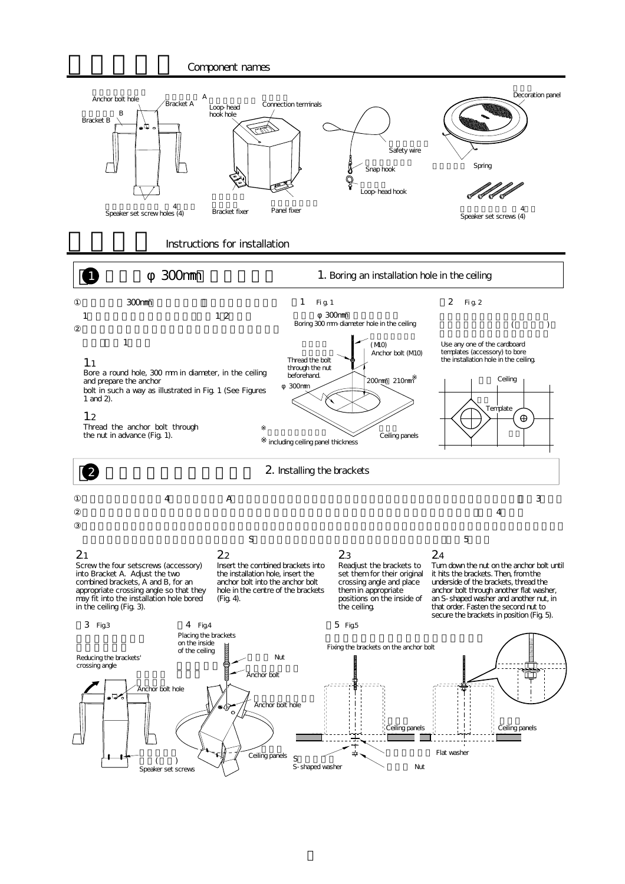## Component names

Anchor bolt hole
Bracket A
A
Bracket B
B
Loop-head hook hole
Connection terminals
Safety wire
Snap hook
Loop-head hook
Decoration panel
Spring
4
Speaker set screw holes (4)
Bracket fixer
Panel fixer
4
Speaker set screws (4)

## Instructions for installation

### 1 φ 300mm — 1. Boring an installation hole in the ceiling

① 300mm
1 1 2
②
1

1.1
Bore a round hole, 300 mm in diameter, in the ceiling and prepare the anchor bolt in such a way as illustrated in Fig. 1 (See Figures 1 and 2).

1.2
Thread the anchor bolt through the nut in advance (Fig. 1).

1 Fig. 1
φ 300mm
Boring 300 mm-diameter hole in the ceiling
Thread the bolt through the nut beforehand.
(M10)
Anchor bolt (M10)
200mm 210mm※
φ 300mm
※
※ including ceiling panel thickness
Ceiling panels

2 Fig. 2
( )
Use any one of the cardboard templates (accessory) to bore the installation hole in the ceiling.
Ceiling
Template

### 2 — 2. Installing the brackets

① 4 A 3
② 4
③
S 5

2.1
Screw the four setscrews (accessory) into Bracket A. Adjust the two combined brackets, A and B, for an appropriate crossing angle so that they may fit into the installation hole bored in the ceiling (Fig. 3).

2.2
Insert the combined brackets into the installation hole, insert the anchor bolt into the anchor bolt hole in the centre of the brackets (Fig. 4).

2.3
Readjust the brackets to set them for their original crossing angle and place them in appropriate positions on the inside of the ceiling.

2.4
Turn down the nut on the anchor bolt until it hits the brackets. Then, from the underside of the brackets, thread the anchor bolt through another flat washer, an S-shaped washer and another nut, in that order. Fasten the second nut to secure the brackets in position (Fig. 5).

3 Fig.3
Reducing the brackets' crossing angle
Anchor bolt hole
( )
Speaker set screws

4 Fig.4
Placing the brackets on the inside of the ceiling
Nut
Anchor bolt
Anchor bolt hole
Ceiling panels

5 Fig.5
Fixing the brackets on the anchor bolt
Ceiling panels
Ceiling panels
S
S-shaped washer
Flat washer
Nut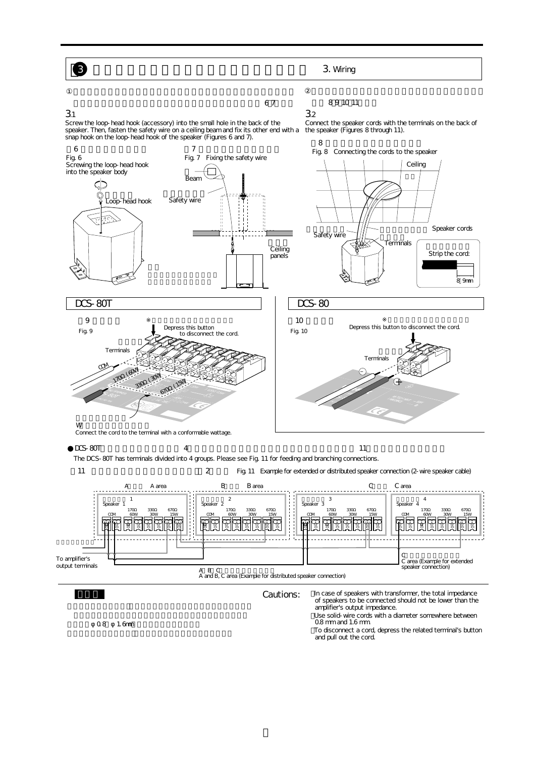## 3. Wiring

### 3.1

Screw the loop-head hook (accessory) into the small hole in the back of the speaker. Then, fasten the safety wire on a ceiling beam and fix its other end with a snap hook on the loop-head hook of the speaker (Figures 6 and 7).

Fig. 6 Screwing the loop-head hook into the speaker body

Loop-head hook

Fig. 7 Fixing the safety wire

Beam

Safety wire

Ceiling panels

### 3.2

Connect the speaker cords with the terminals on the back of the speaker (Figures 8 through 11).

Fig. 8 Connecting the cords to the speaker

Ceiling

Safety wire

Speaker cords

Terminals

Strip the cord:

8 9mm

### DCS-80T

Fig. 9

Depress this button to disconnect the cord.

Terminals

COM

170Ω (60W)

330Ω (30W)

670Ω (15W)

Connect the cord to the terminal with a conformable wattage.

### DCS-80

Fig. 10

Depress this button to disconnect the cord.

Terminals

● DCS-80T

The DCS-80T has terminals divided into 4 groups. Please see Fig. 11 for feeding and branching connections.

Fig. 11 Example for extended or distributed speaker connection (2-wire speaker cable)

A area / B area / C area

Speaker 1 / Speaker 2 / Speaker 3 / Speaker 4

COM / 170Ω 60W / 330Ω 30W / 670Ω 15W

To amplifier's output terminals

A and B, C area (Example for distributed speaker connection)

C area (Example for extended speaker connection)

**Cautions:**

- In case of speakers with transformer, the total impedance of speakers to be connected should not be lower than the amplifier's output impedance.
- Use solid-wire cords with a diameter somewhere between 0.8 mm and 1.6 mm.
- To disconnect a cord, depress the related terminal's button and pull out the cord.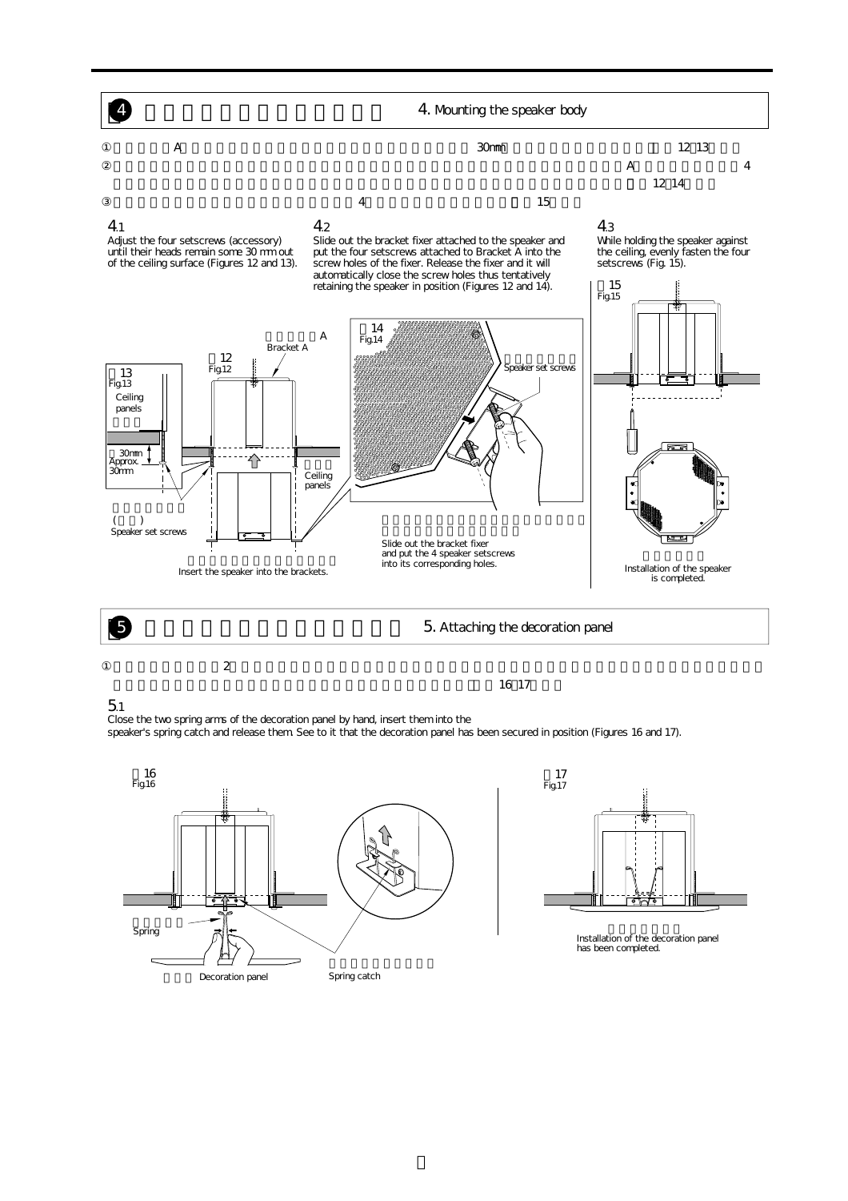## 4. Mounting the speaker body

① A 30mm 12 13

② A 4

12 14

③ 4 15

**4.1**
Adjust the four setscrews (accessory) until their heads remain some 30 mm out of the ceiling surface (Figures 12 and 13).

**4.2**
Slide out the bracket fixer attached to the speaker and put the four setscrews attached to Bracket A into the screw holes of the fixer. Release the fixer and it will automatically close the screw holes thus tentatively retaining the speaker in position (Figures 12 and 14).

**4.3**
While holding the speaker against the ceiling, evenly fasten the four setscrews (Fig. 15).

Fig.13: Ceiling panels; 30mm Approx. 30mm

Fig.12: A Bracket A; Ceiling panels; ( ) Speaker set screws

Insert the speaker into the brackets.

Fig.14: Speaker set screws

Slide out the bracket fixer and put the 4 speaker setscrews into its corresponding holes.

Fig.15

Installation of the speaker is completed.

## 5. Attaching the decoration panel

① 2

16 17

**5.1**
Close the two spring arms of the decoration panel by hand, insert them into the speaker's spring catch and release them. See to it that the decoration panel has been secured in position (Figures 16 and 17).

Fig.16: Spring; Decoration panel; Spring catch

Fig.17

Installation of the decoration panel has been completed.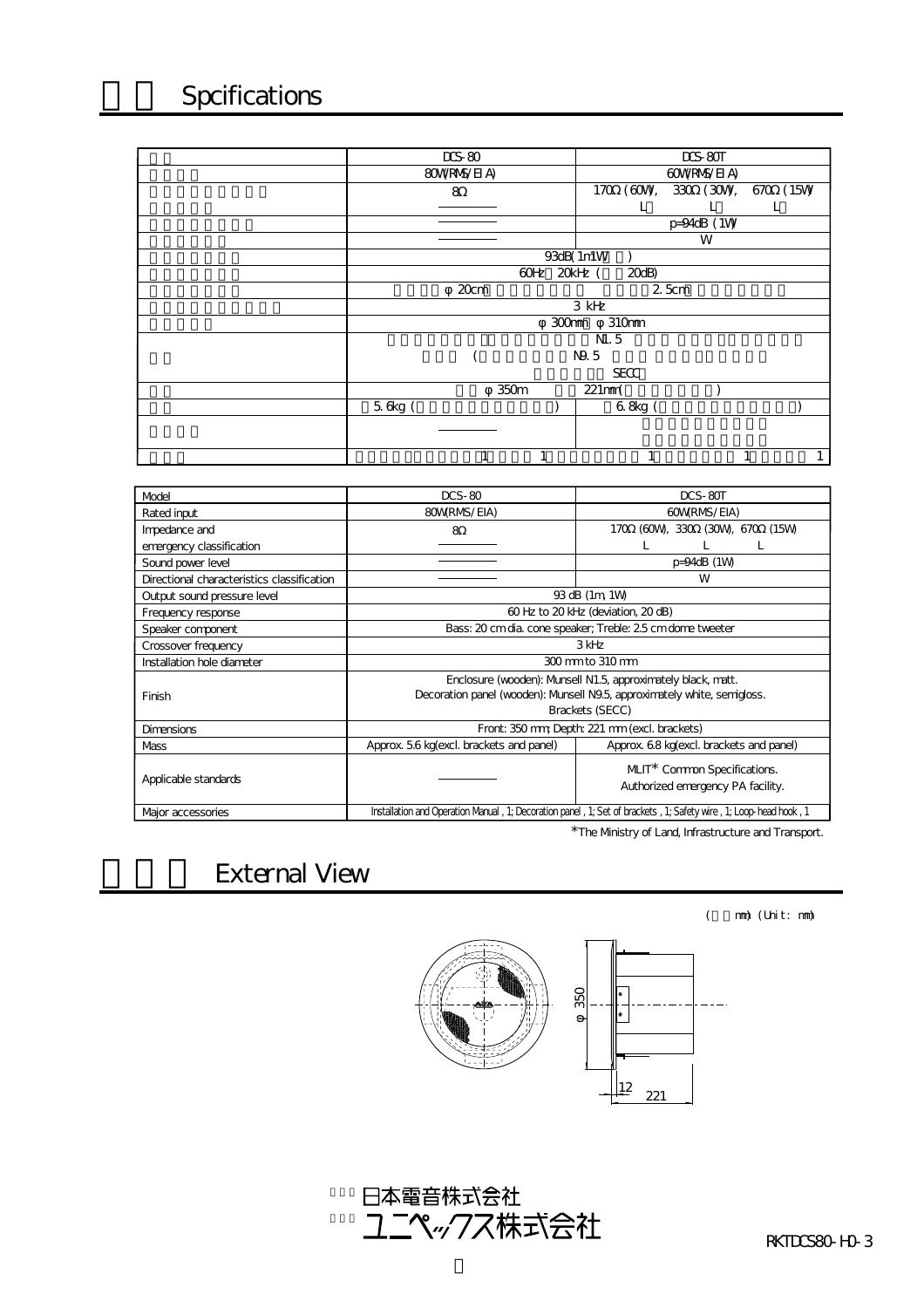## Spcifications

| | DCS-80 | DCS-80T |
|---|---|---|
| | 80W(RMS/EIA) | 60W(RMS/EIA) |
| | 8Ω | 170Ω (60W), 330Ω (30W), 670Ω (15W) |
| | ———— | L L L |
| | ———— | p=94dB (1W) |
| | ———— | W |
| | 93dB(1m1W ) | |
| | 60Hz 20kHz ( 20dB) | |
| | φ 20cm 2.5cm | |
| | 3 kHz | |
| | φ 300mm φ 310mm | |
| | N1.5 ( N9.5 SECC | |
| | φ 350m 221mm( ) | |
| | 5.6kg ( ) | 6.8kg ( ) |
| | ———— | |
| | 1 1 | 1 1 1 |

| Model | DCS-80 | DCS-80T |
|---|---|---|
| Rated input | 80W(RMS/EIA) | 60W(RMS/EIA) |
| Impedance and emergency classification | 8Ω<br>———— | 170Ω (60W), 330Ω (30W), 670Ω (15W)<br>L L L |
| Sound power level | ———— | p=94dB (1W) |
| Directional characteristics classification | ———— | W |
| Output sound pressure level | 93 dB (1m, 1W) | |
| Frequency response | 60 Hz to 20 kHz (deviation, 20 dB) | |
| Speaker component | Bass: 20 cm dia. cone speaker; Treble: 2.5 cm dome tweeter | |
| Crossover frequency | 3 kHz | |
| Installation hole diameter | 300 mm to 310 mm | |
| Finish | Enclosure (wooden): Munsell N1.5, approximately black, matt.<br>Decoration panel (wooden): Munsell N9.5, approximately white, semigloss.<br>Brackets (SECC) | |
| Dimensions | Front: 350 mm; Depth: 221 mm (excl. brackets) | |
| Mass | Approx. 5.6 kg(excl. brackets and panel) | Approx. 6.8 kg(excl. brackets and panel) |
| Applicable standards | ———— | MLIT* Common Specifications.<br>Authorized emergency PA facility. |
| Major accessories | Installation and Operation Manual, 1; Decoration panel, 1; Set of brackets, 1; Safety wire, 1; Loop-head hook, 1 | |

*The Ministry of Land, Infrastructure and Transport.

## External View

( mm) (Unit: mm)

φ 350
12
221

日本電音株式会社
ユニペックス株式会社

RKTDCS80-H0-3